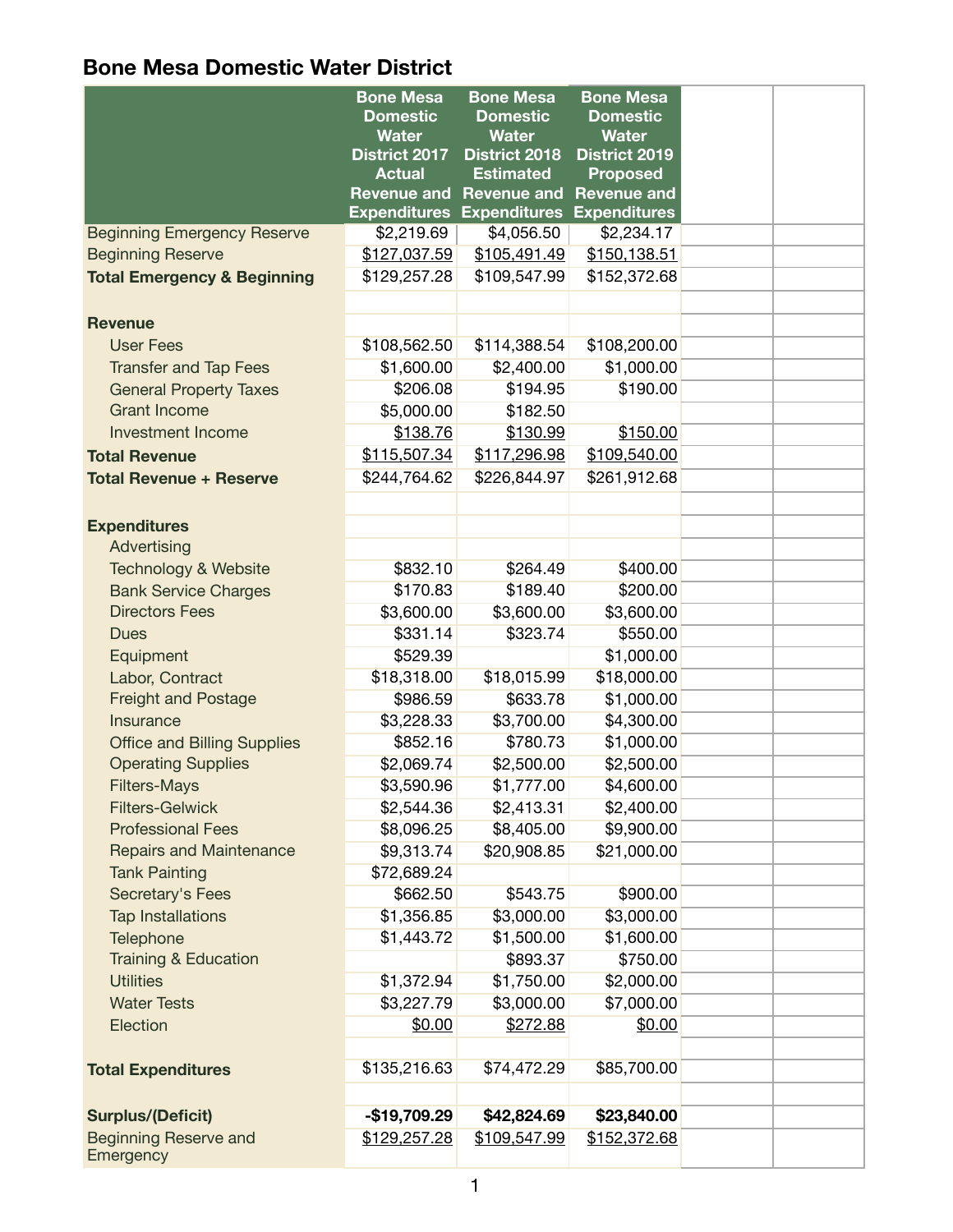# Bone Mesa Domestic Water District

| | Bone Mesa Domestic Water District 2017 Actual Revenue and Expenditures | Bone Mesa Domestic Water District 2018 Estimated Revenue and Expenditures | Bone Mesa Domestic Water District 2019 Proposed Revenue and Expenditures | | |
|---|---|---|---|---|---|
| Beginning Emergency Reserve | $2,219.69 | $4,056.50 | $2,234.17 | | |
| Beginning Reserve | $127,037.59 | $105,491.49 | $150,138.51 | | |
| **Total Emergency & Beginning** | $129,257.28 | $109,547.99 | $152,372.68 | | |
| | | | | | |
| **Revenue** | | | | | |
| User Fees | $108,562.50 | $114,388.54 | $108,200.00 | | |
| Transfer and Tap Fees | $1,600.00 | $2,400.00 | $1,000.00 | | |
| General Property Taxes | $206.08 | $194.95 | $190.00 | | |
| Grant Income | $5,000.00 | $182.50 | | | |
| Investment Income | $138.76 | $130.99 | $150.00 | | |
| **Total Revenue** | $115,507.34 | $117,296.98 | $109,540.00 | | |
| **Total Revenue + Reserve** | $244,764.62 | $226,844.97 | $261,912.68 | | |
| | | | | | |
| **Expenditures** | | | | | |
| Advertising | | | | | |
| Technology & Website | $832.10 | $264.49 | $400.00 | | |
| Bank Service Charges | $170.83 | $189.40 | $200.00 | | |
| Directors Fees | $3,600.00 | $3,600.00 | $3,600.00 | | |
| Dues | $331.14 | $323.74 | $550.00 | | |
| Equipment | $529.39 | | $1,000.00 | | |
| Labor, Contract | $18,318.00 | $18,015.99 | $18,000.00 | | |
| Freight and Postage | $986.59 | $633.78 | $1,000.00 | | |
| Insurance | $3,228.33 | $3,700.00 | $4,300.00 | | |
| Office and Billing Supplies | $852.16 | $780.73 | $1,000.00 | | |
| Operating Supplies | $2,069.74 | $2,500.00 | $2,500.00 | | |
| Filters-Mays | $3,590.96 | $1,777.00 | $4,600.00 | | |
| Filters-Gelwick | $2,544.36 | $2,413.31 | $2,400.00 | | |
| Professional Fees | $8,096.25 | $8,405.00 | $9,900.00 | | |
| Repairs and Maintenance | $9,313.74 | $20,908.85 | $21,000.00 | | |
| Tank Painting | $72,689.24 | | | | |
| Secretary's Fees | $662.50 | $543.75 | $900.00 | | |
| Tap Installations | $1,356.85 | $3,000.00 | $3,000.00 | | |
| Telephone | $1,443.72 | $1,500.00 | $1,600.00 | | |
| Training & Education | | $893.37 | $750.00 | | |
| Utilities | $1,372.94 | $1,750.00 | $2,000.00 | | |
| Water Tests | $3,227.79 | $3,000.00 | $7,000.00 | | |
| Election | $0.00 | $272.88 | $0.00 | | |
| | | | | | |
| **Total Expenditures** | $135,216.63 | $74,472.29 | $85,700.00 | | |
| | | | | | |
| **Surplus/(Deficit)** | **-$19,709.29** | **$42,824.69** | **$23,840.00** | | |
| Beginning Reserve and Emergency | $129,257.28 | $109,547.99 | $152,372.68 | | |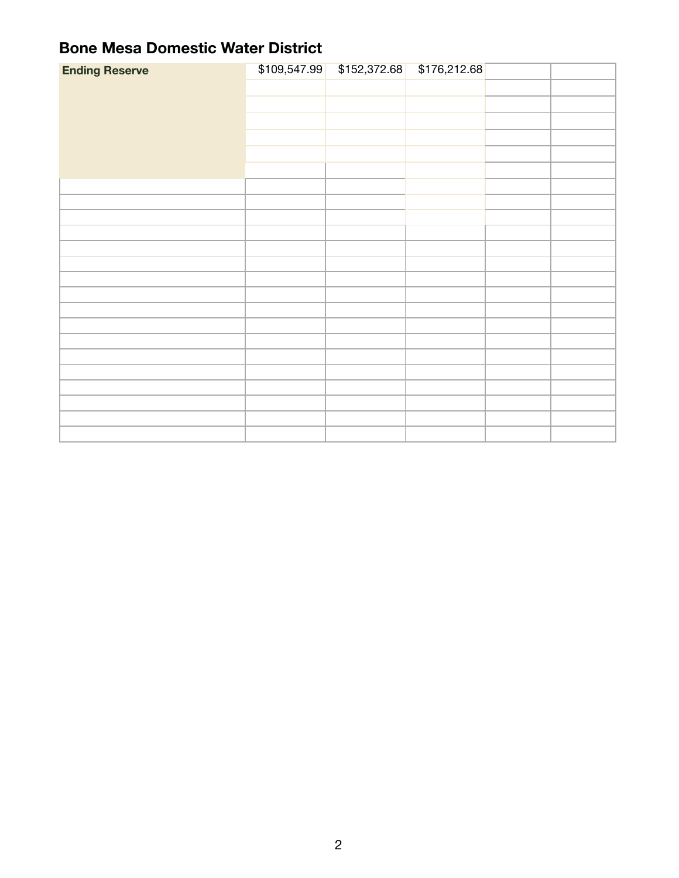## Bone Mesa Domestic Water District

| Ending Reserve | $109,547.99 | $152,372.68 | $176,212.68 | | |
|---|---|---|---|---|---|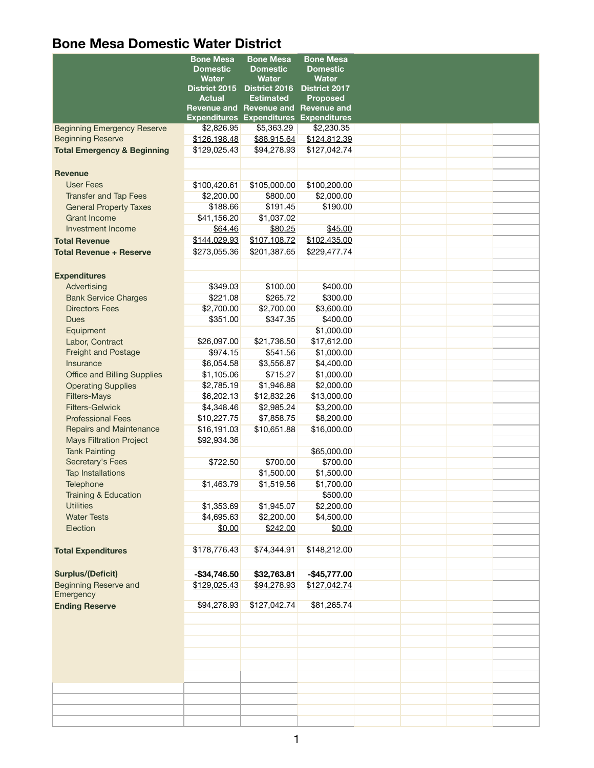# Bone Mesa Domestic Water District

| | Bone Mesa Domestic Water District 2015 Actual Revenue and Expenditures | Bone Mesa Domestic Water District 2016 Estimated Revenue and Expenditures | Bone Mesa Domestic Water District 2017 Proposed Revenue and Expenditures |
|---|---|---|---|
| Beginning Emergency Reserve | $2,826.95 | $5,363.29 | $2,230.35 |
| Beginning Reserve | $126,198.48 | $88,915.64 | $124,812.39 |
| **Total Emergency & Beginning** | $129,025.43 | $94,278.93 | $127,042.74 |
| | | | |
| **Revenue** | | | |
| User Fees | $100,420.61 | $105,000.00 | $100,200.00 |
| Transfer and Tap Fees | $2,200.00 | $800.00 | $2,000.00 |
| General Property Taxes | $188.66 | $191.45 | $190.00 |
| Grant Income | $41,156.20 | $1,037.02 | |
| Investment Income | $64.46 | $80.25 | $45.00 |
| **Total Revenue** | $144,029.93 | $107,108.72 | $102,435.00 |
| **Total Revenue + Reserve** | $273,055.36 | $201,387.65 | $229,477.74 |
| | | | |
| **Expenditures** | | | |
| Advertising | $349.03 | $100.00 | $400.00 |
| Bank Service Charges | $221.08 | $265.72 | $300.00 |
| Directors Fees | $2,700.00 | $2,700.00 | $3,600.00 |
| Dues | $351.00 | $347.35 | $400.00 |
| Equipment | | | $1,000.00 |
| Labor, Contract | $26,097.00 | $21,736.50 | $17,612.00 |
| Freight and Postage | $974.15 | $541.56 | $1,000.00 |
| Insurance | $6,054.58 | $3,556.87 | $4,400.00 |
| Office and Billing Supplies | $1,105.06 | $715.27 | $1,000.00 |
| Operating Supplies | $2,785.19 | $1,946.88 | $2,000.00 |
| Filters-Mays | $6,202.13 | $12,832.26 | $13,000.00 |
| Filters-Gelwick | $4,348.46 | $2,985.24 | $3,200.00 |
| Professional Fees | $10,227.75 | $7,858.75 | $8,200.00 |
| Repairs and Maintenance | $16,191.03 | $10,651.88 | $16,000.00 |
| Mays Filtration Project | $92,934.36 | | |
| Tank Painting | | | $65,000.00 |
| Secretary's Fees | $722.50 | $700.00 | $700.00 |
| Tap Installations | | $1,500.00 | $1,500.00 |
| Telephone | $1,463.79 | $1,519.56 | $1,700.00 |
| Training & Education | | | $500.00 |
| Utilities | $1,353.69 | $1,945.07 | $2,200.00 |
| Water Tests | $4,695.63 | $2,200.00 | $4,500.00 |
| Election | $0.00 | $242.00 | $0.00 |
| | | | |
| **Total Expenditures** | $178,776.43 | $74,344.91 | $148,212.00 |
| | | | |
| **Surplus/(Deficit)** | **-$34,746.50** | **$32,763.81** | **-$45,777.00** |
| Beginning Reserve and Emergency | $129,025.43 | $94,278.93 | $127,042.74 |
| **Ending Reserve** | $94,278.93 | $127,042.74 | $81,265.74 |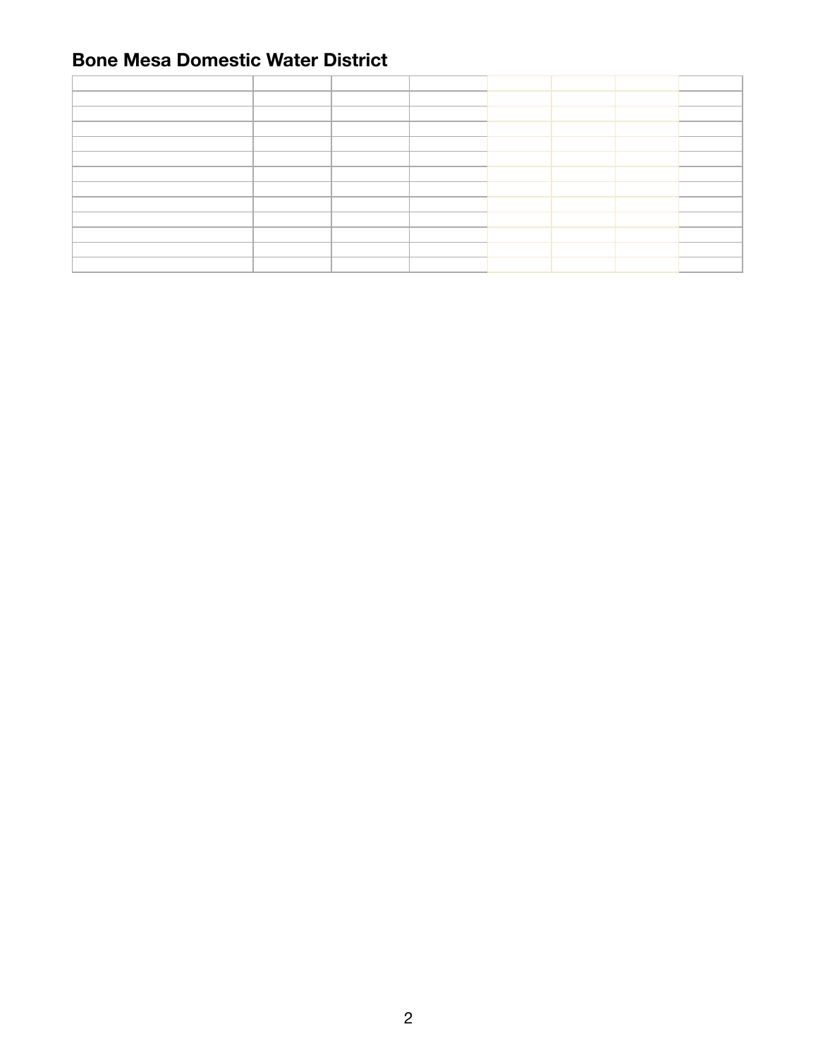## Bone Mesa Domestic Water District

| | | | | | | | |
|---|---|---|---|---|---|---|---|
| | | | | | | | |
| | | | | | | | |
| | | | | | | | |
| | | | | | | | |
| | | | | | | | |
| | | | | | | | |
| | | | | | | | |
| | | | | | | | |
| | | | | | | | |
| | | | | | | | |
| | | | | | | | |
| | | | | | | | |
| | | | | | | | |